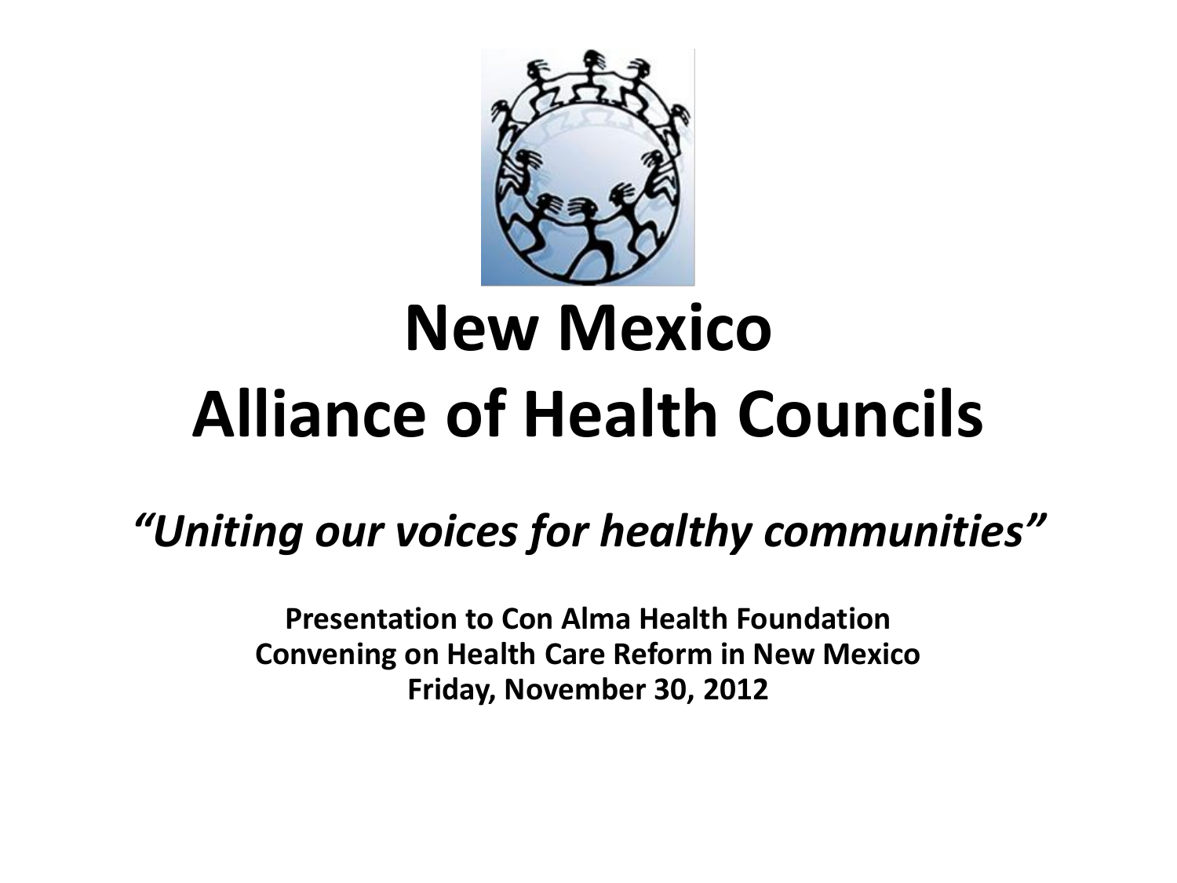# New Mexico Alliance of Health Councils

*"Uniting our voices for healthy communities"*

**Presentation to Con Alma Health Foundation**
**Convening on Health Care Reform in New Mexico**
**Friday, November 30, 2012**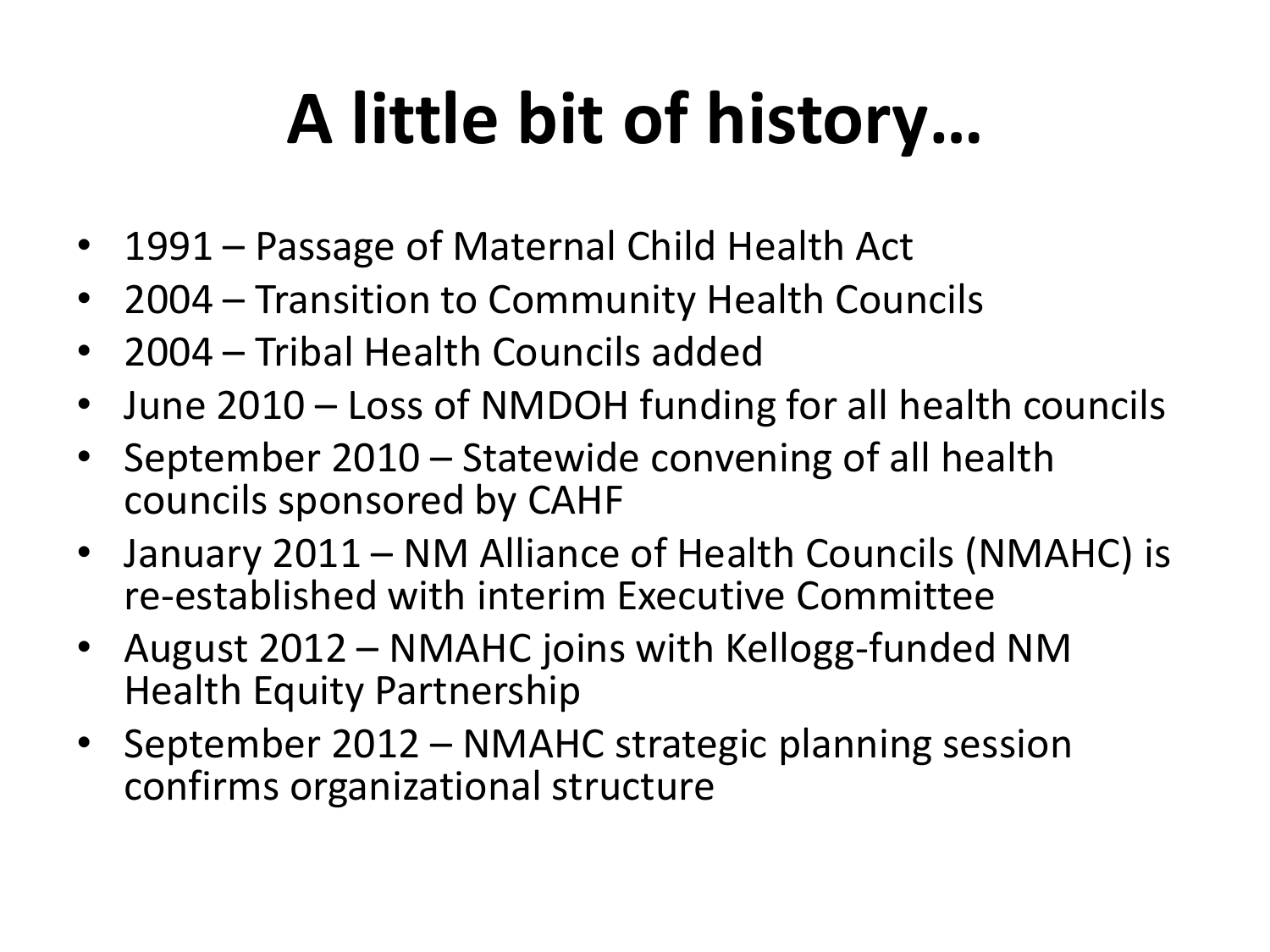# A little bit of history…

- 1991 – Passage of Maternal Child Health Act
- 2004 – Transition to Community Health Councils
- 2004 – Tribal Health Councils added
- June 2010 – Loss of NMDOH funding for all health councils
- September 2010 – Statewide convening of all health councils sponsored by CAHF
- January 2011 – NM Alliance of Health Councils (NMAHC) is re-established with interim Executive Committee
- August 2012 – NMAHC joins with Kellogg-funded NM Health Equity Partnership
- September 2012 – NMAHC strategic planning session confirms organizational structure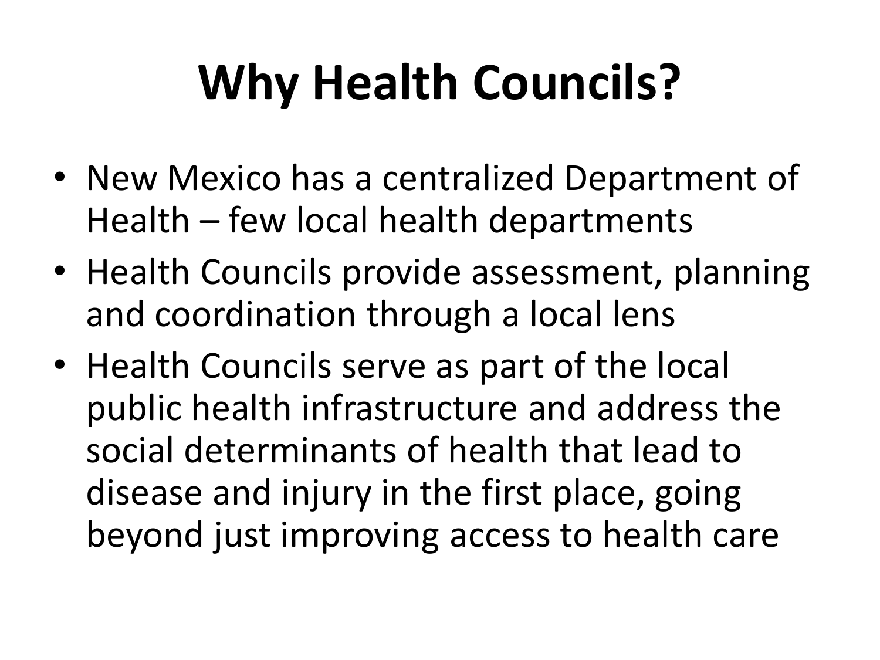# Why Health Councils?

- New Mexico has a centralized Department of Health – few local health departments
- Health Councils provide assessment, planning and coordination through a local lens
- Health Councils serve as part of the local public health infrastructure and address the social determinants of health that lead to disease and injury in the first place, going beyond just improving access to health care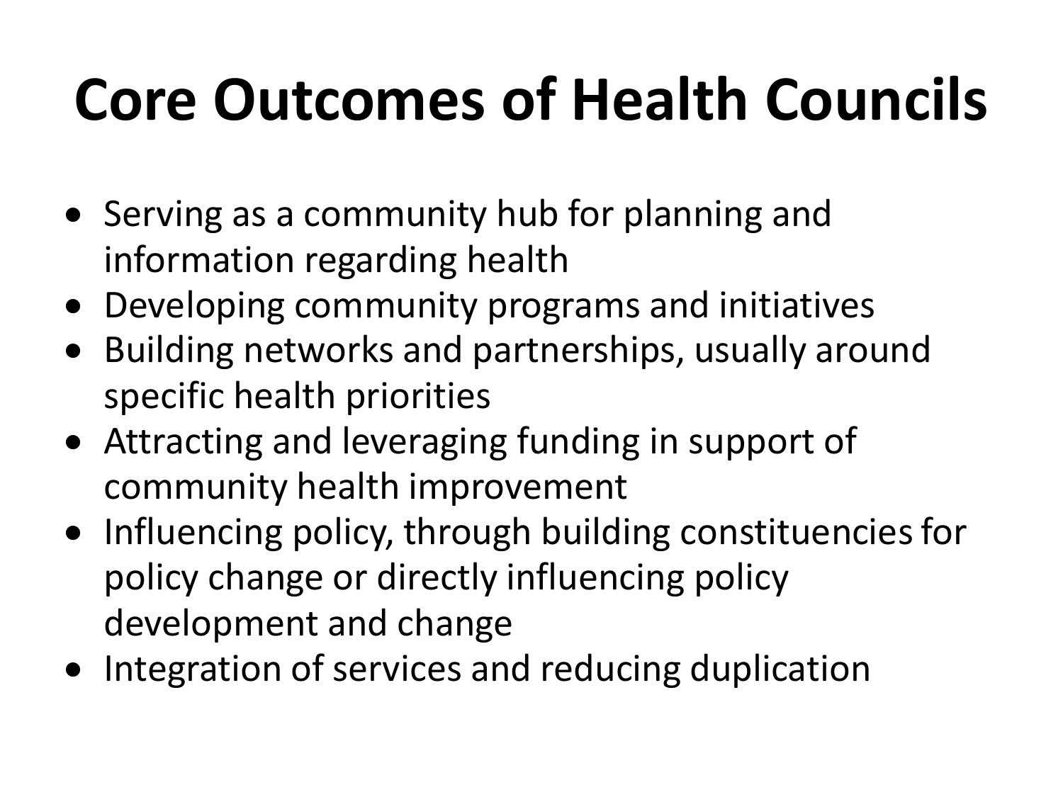# Core Outcomes of Health Councils

- Serving as a community hub for planning and information regarding health
- Developing community programs and initiatives
- Building networks and partnerships, usually around specific health priorities
- Attracting and leveraging funding in support of community health improvement
- Influencing policy, through building constituencies for policy change or directly influencing policy development and change
- Integration of services and reducing duplication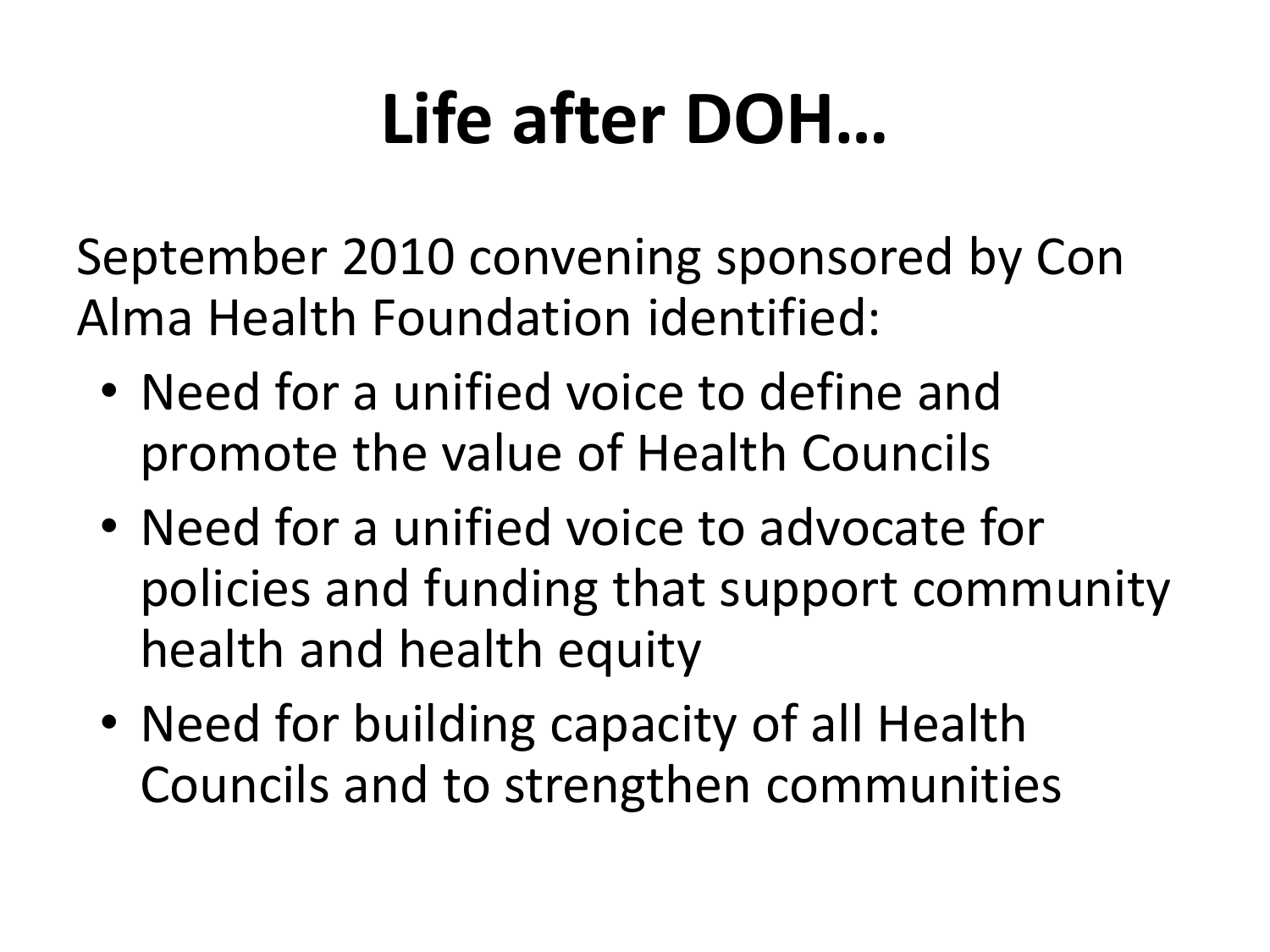# Life after DOH…

September 2010 convening sponsored by Con Alma Health Foundation identified:

- Need for a unified voice to define and promote the value of Health Councils
- Need for a unified voice to advocate for policies and funding that support community health and health equity
- Need for building capacity of all Health Councils and to strengthen communities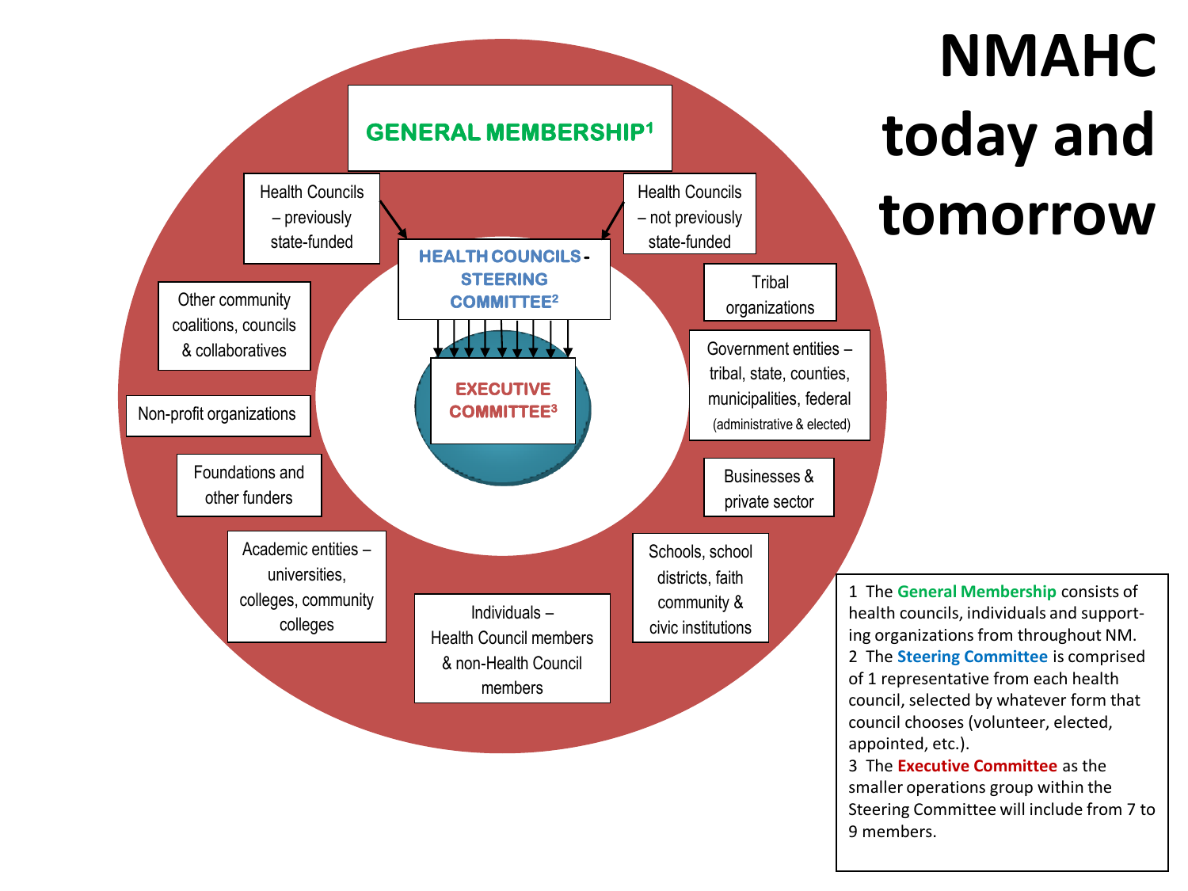# NMAHC today and tomorrow

**GENERAL MEMBERSHIP**[1]

- Health Councils – previously state-funded
- Health Councils – not previously state-funded

**HEALTH COUNCILS - STEERING COMMITTEE**[2]

**EXECUTIVE COMMITTEE**[3]

- Other community coalitions, councils & collaboratives
- Non-profit organizations
- Foundations and other funders
- Academic entities – universities, colleges, community colleges
- Individuals – Health Council members & non-Health Council members
- Schools, school districts, faith community & civic institutions
- Businesses & private sector
- Government entities – tribal, state, counties, municipalities, federal (administrative & elected)
- Tribal organizations

1 The **General Membership** consists of health councils, individuals and supporting organizations from throughout NM.
2 The **Steering Committee** is comprised of 1 representative from each health council, selected by whatever form that council chooses (volunteer, elected, appointed, etc.).
3 The **Executive Committee** as the smaller operations group within the Steering Committee will include from 7 to 9 members.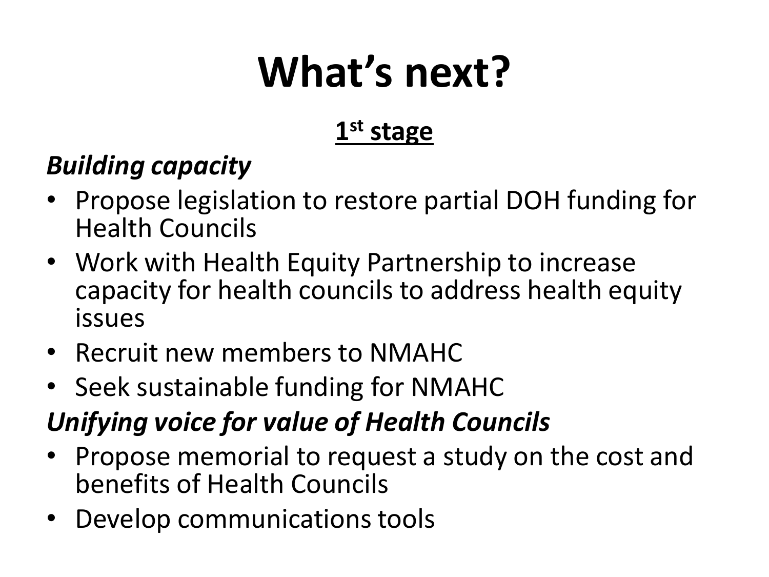# What's next?

## 1st stage

***Building capacity***

- Propose legislation to restore partial DOH funding for Health Councils
- Work with Health Equity Partnership to increase capacity for health councils to address health equity issues
- Recruit new members to NMAHC
- Seek sustainable funding for NMAHC

***Unifying voice for value of Health Councils***

- Propose memorial to request a study on the cost and benefits of Health Councils
- Develop communications tools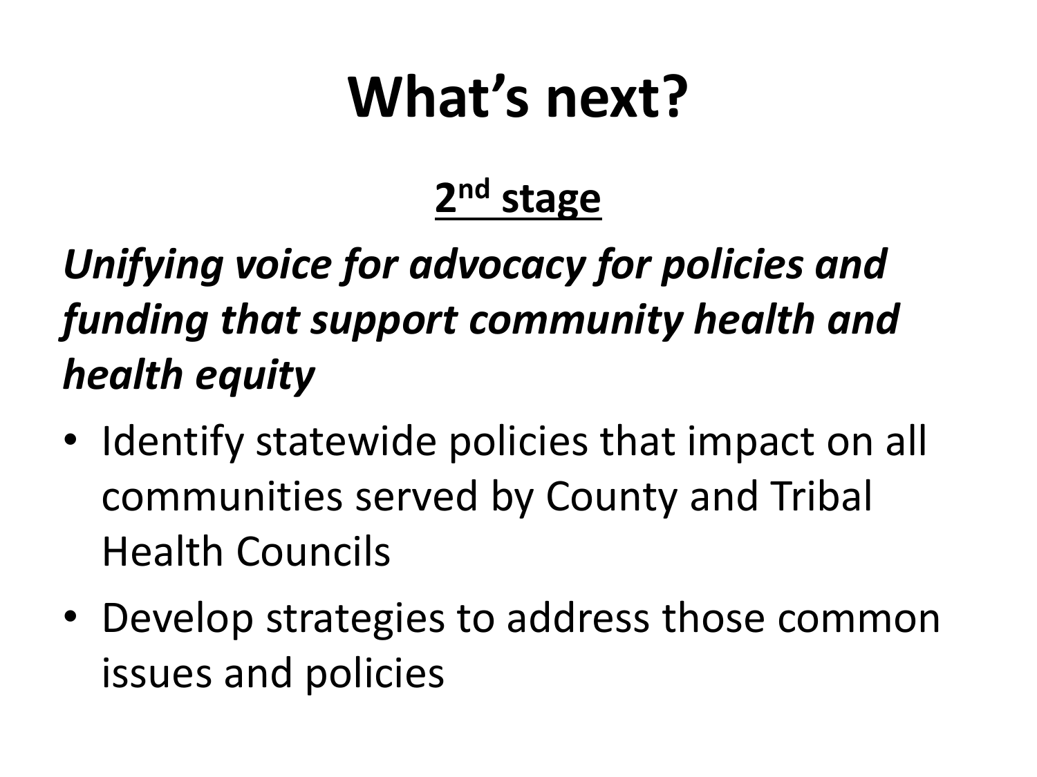# What's next?

## 2nd stage

***Unifying voice for advocacy for policies and funding that support community health and health equity***

- Identify statewide policies that impact on all communities served by County and Tribal Health Councils
- Develop strategies to address those common issues and policies